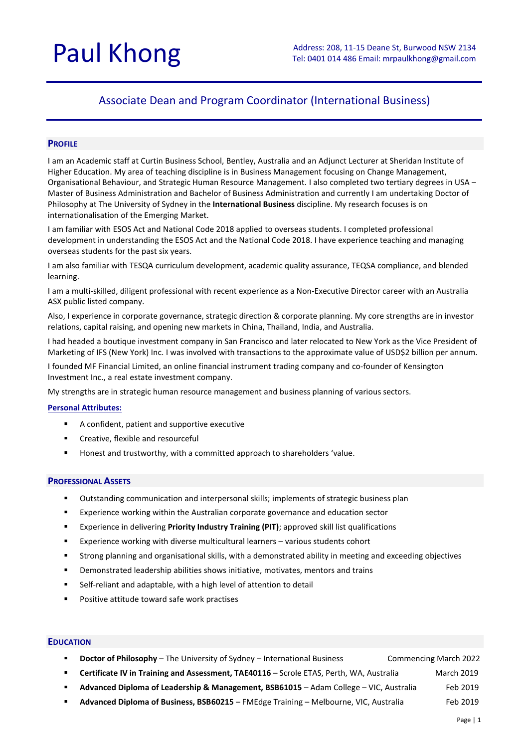# Paul Khong

Address: 208, 11-15 Deane St, Burwood NSW 2134
Tel: 0401 014 486 Email: mrpaulkhong@gmail.com

## Associate Dean and Program Coordinator (International Business)

### Profile

I am an Academic staff at Curtin Business School, Bentley, Australia and an Adjunct Lecturer at Sheridan Institute of Higher Education. My area of teaching discipline is in Business Management focusing on Change Management, Organisational Behaviour, and Strategic Human Resource Management. I also completed two tertiary degrees in USA – Master of Business Administration and Bachelor of Business Administration and currently I am undertaking Doctor of Philosophy at The University of Sydney in the **International Business** discipline. My research focuses is on internationalisation of the Emerging Market.

I am familiar with ESOS Act and National Code 2018 applied to overseas students. I completed professional development in understanding the ESOS Act and the National Code 2018. I have experience teaching and managing overseas students for the past six years.

I am also familiar with TESQA curriculum development, academic quality assurance, TEQSA compliance, and blended learning.

I am a multi-skilled, diligent professional with recent experience as a Non-Executive Director career with an Australia ASX public listed company.

Also, I experience in corporate governance, strategic direction & corporate planning. My core strengths are in investor relations, capital raising, and opening new markets in China, Thailand, India, and Australia.

I had headed a boutique investment company in San Francisco and later relocated to New York as the Vice President of Marketing of IFS (New York) Inc. I was involved with transactions to the approximate value of USD$2 billion per annum.

I founded MF Financial Limited, an online financial instrument trading company and co-founder of Kensington Investment Inc., a real estate investment company.

My strengths are in strategic human resource management and business planning of various sectors.

**Personal Attributes:**

- A confident, patient and supportive executive
- Creative, flexible and resourceful
- Honest and trustworthy, with a committed approach to shareholders 'value.

### Professional Assets

- Outstanding communication and interpersonal skills; implements of strategic business plan
- Experience working within the Australian corporate governance and education sector
- Experience in delivering **Priority Industry Training (PIT)**; approved skill list qualifications
- Experience working with diverse multicultural learners – various students cohort
- Strong planning and organisational skills, with a demonstrated ability in meeting and exceeding objectives
- Demonstrated leadership abilities shows initiative, motivates, mentors and trains
- Self-reliant and adaptable, with a high level of attention to detail
- Positive attitude toward safe work practises

### Education

- **Doctor of Philosophy** – The University of Sydney – International Business — Commencing March 2022
- **Certificate IV in Training and Assessment, TAE40116** – Scrole ETAS, Perth, WA, Australia — March 2019
- **Advanced Diploma of Leadership & Management, BSB61015** – Adam College – VIC, Australia — Feb 2019
- **Advanced Diploma of Business, BSB60215** – FMEdge Training – Melbourne, VIC, Australia — Feb 2019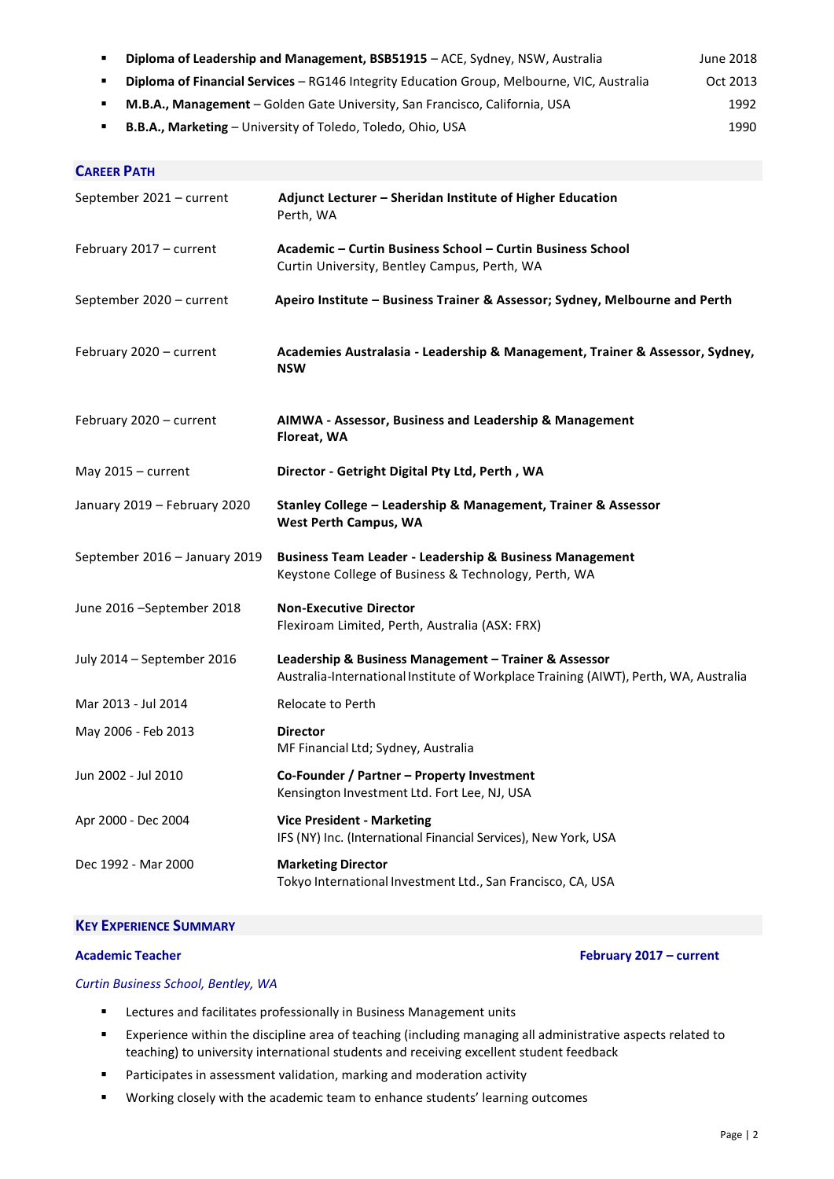- **Diploma of Leadership and Management, BSB51915** – ACE, Sydney, NSW, Australia — June 2018
- **Diploma of Financial Services** – RG146 Integrity Education Group, Melbourne, VIC, Australia — Oct 2013
- **M.B.A., Management** – Golden Gate University, San Francisco, California, USA — 1992
- **B.B.A., Marketing** – University of Toledo, Toledo, Ohio, USA — 1990

## Career Path

| | |
|---|---|
| September 2021 – current | **Adjunct Lecturer – Sheridan Institute of Higher Education**<br>Perth, WA |
| February 2017 – current | **Academic – Curtin Business School – Curtin Business School**<br>Curtin University, Bentley Campus, Perth, WA |
| September 2020 – current | **Apeiro Institute – Business Trainer & Assessor; Sydney, Melbourne and Perth** |
| February 2020 – current | **Academies Australasia - Leadership & Management, Trainer & Assessor, Sydney, NSW** |
| February 2020 – current | **AIMWA - Assessor, Business and Leadership & Management**<br>**Floreat, WA** |
| May 2015 – current | **Director - Getright Digital Pty Ltd, Perth , WA** |
| January 2019 – February 2020 | **Stanley College – Leadership & Management, Trainer & Assessor**<br>**West Perth Campus, WA** |
| September 2016 – January 2019 | **Business Team Leader - Leadership & Business Management**<br>Keystone College of Business & Technology, Perth, WA |
| June 2016 –September 2018 | **Non-Executive Director**<br>Flexiroam Limited, Perth, Australia (ASX: FRX) |
| July 2014 – September 2016 | **Leadership & Business Management – Trainer & Assessor**<br>Australia-International Institute of Workplace Training (AIWT), Perth, WA, Australia |
| Mar 2013 - Jul 2014 | Relocate to Perth |
| May 2006 - Feb 2013 | **Director**<br>MF Financial Ltd; Sydney, Australia |
| Jun 2002 - Jul 2010 | **Co-Founder / Partner – Property Investment**<br>Kensington Investment Ltd. Fort Lee, NJ, USA |
| Apr 2000 - Dec 2004 | **Vice President - Marketing**<br>IFS (NY) Inc. (International Financial Services), New York, USA |
| Dec 1992 - Mar 2000 | **Marketing Director**<br>Tokyo International Investment Ltd., San Francisco, CA, USA |

## Key Experience Summary

**Academic Teacher** — **February 2017 – current**

*Curtin Business School, Bentley, WA*

- Lectures and facilitates professionally in Business Management units
- Experience within the discipline area of teaching (including managing all administrative aspects related to teaching) to university international students and receiving excellent student feedback
- Participates in assessment validation, marking and moderation activity
- Working closely with the academic team to enhance students' learning outcomes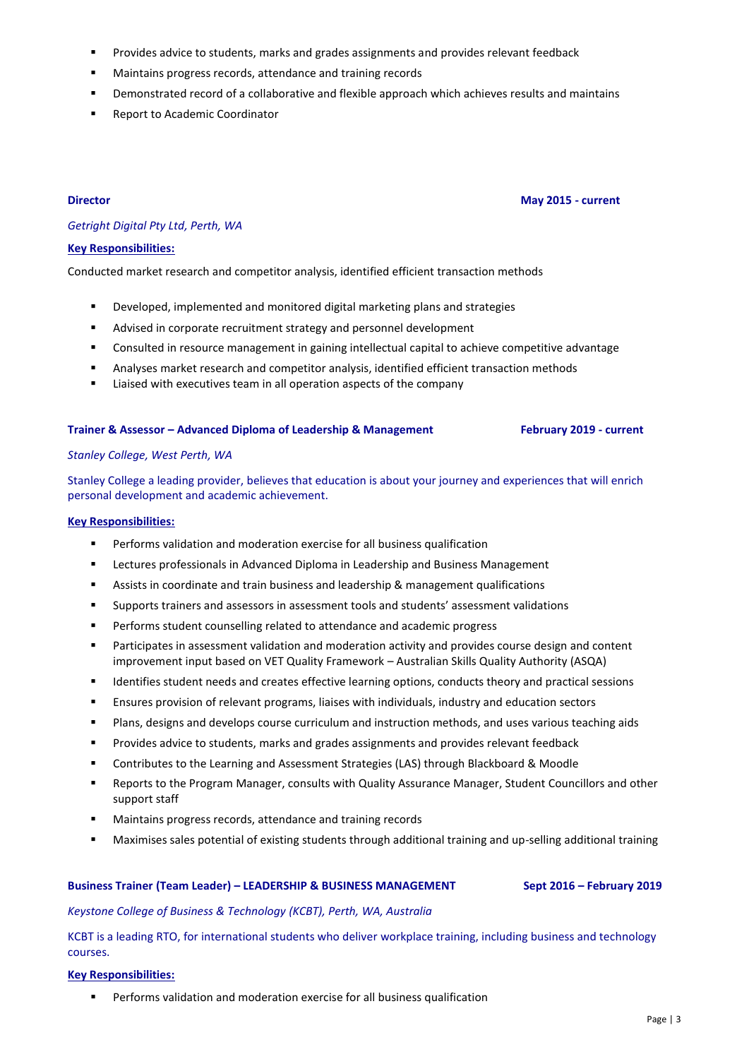- Provides advice to students, marks and grades assignments and provides relevant feedback
- Maintains progress records, attendance and training records
- Demonstrated record of a collaborative and flexible approach which achieves results and maintains
- Report to Academic Coordinator

**Director** **May 2015 - current**

*Getright Digital Pty Ltd, Perth, WA*

**Key Responsibilities:**

Conducted market research and competitor analysis, identified efficient transaction methods

- Developed, implemented and monitored digital marketing plans and strategies
- Advised in corporate recruitment strategy and personnel development
- Consulted in resource management in gaining intellectual capital to achieve competitive advantage
- Analyses market research and competitor analysis, identified efficient transaction methods
- Liaised with executives team in all operation aspects of the company

**Trainer & Assessor – Advanced Diploma of Leadership & Management** **February 2019 - current**

*Stanley College, West Perth, WA*

Stanley College a leading provider, believes that education is about your journey and experiences that will enrich personal development and academic achievement.

**Key Responsibilities:**

- Performs validation and moderation exercise for all business qualification
- Lectures professionals in Advanced Diploma in Leadership and Business Management
- Assists in coordinate and train business and leadership & management qualifications
- Supports trainers and assessors in assessment tools and students' assessment validations
- Performs student counselling related to attendance and academic progress
- Participates in assessment validation and moderation activity and provides course design and content improvement input based on VET Quality Framework – Australian Skills Quality Authority (ASQA)
- Identifies student needs and creates effective learning options, conducts theory and practical sessions
- Ensures provision of relevant programs, liaises with individuals, industry and education sectors
- Plans, designs and develops course curriculum and instruction methods, and uses various teaching aids
- Provides advice to students, marks and grades assignments and provides relevant feedback
- Contributes to the Learning and Assessment Strategies (LAS) through Blackboard & Moodle
- Reports to the Program Manager, consults with Quality Assurance Manager, Student Councillors and other support staff
- Maintains progress records, attendance and training records
- Maximises sales potential of existing students through additional training and up-selling additional training

**Business Trainer (Team Leader) – LEADERSHIP & BUSINESS MANAGEMENT** **Sept 2016 – February 2019**

*Keystone College of Business & Technology (KCBT), Perth, WA, Australia*

KCBT is a leading RTO, for international students who deliver workplace training, including business and technology courses.

**Key Responsibilities:**

- Performs validation and moderation exercise for all business qualification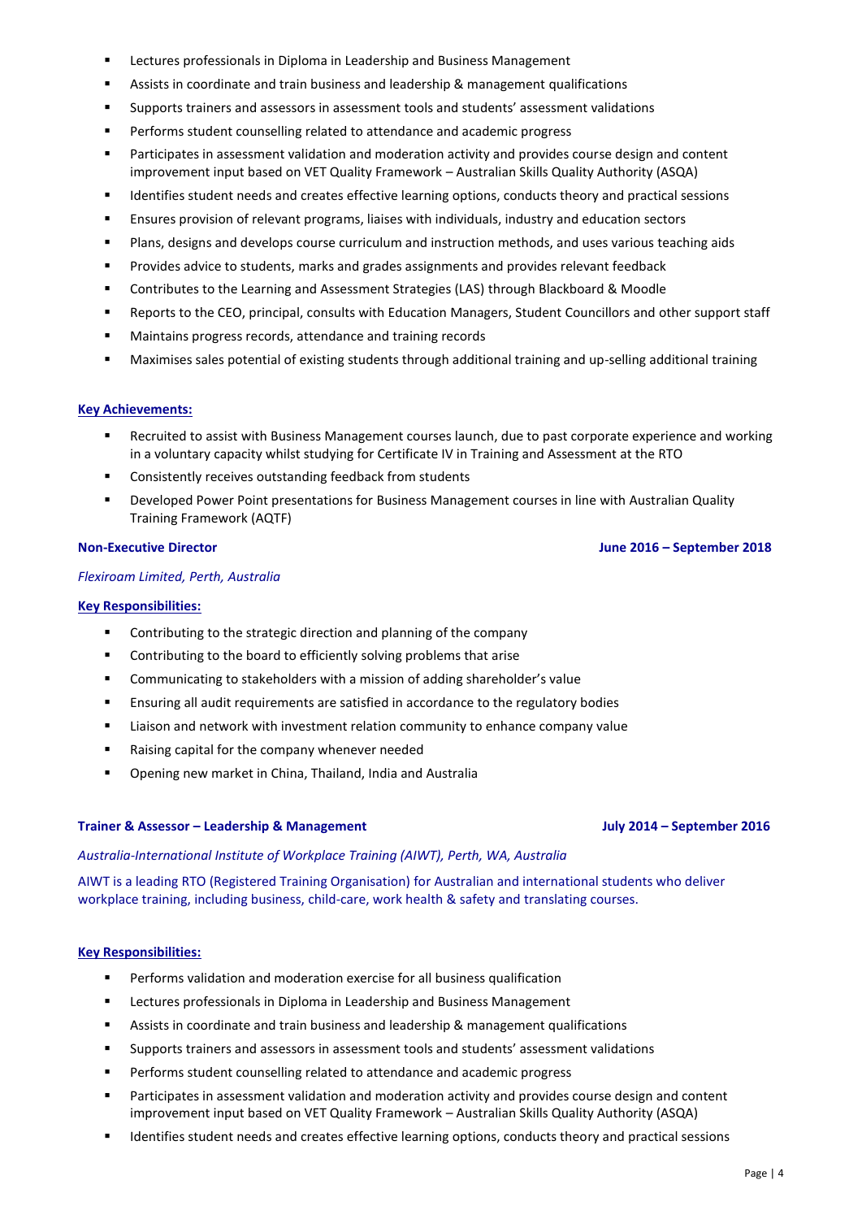- Lectures professionals in Diploma in Leadership and Business Management
- Assists in coordinate and train business and leadership & management qualifications
- Supports trainers and assessors in assessment tools and students' assessment validations
- Performs student counselling related to attendance and academic progress
- Participates in assessment validation and moderation activity and provides course design and content improvement input based on VET Quality Framework – Australian Skills Quality Authority (ASQA)
- Identifies student needs and creates effective learning options, conducts theory and practical sessions
- Ensures provision of relevant programs, liaises with individuals, industry and education sectors
- Plans, designs and develops course curriculum and instruction methods, and uses various teaching aids
- Provides advice to students, marks and grades assignments and provides relevant feedback
- Contributes to the Learning and Assessment Strategies (LAS) through Blackboard & Moodle
- Reports to the CEO, principal, consults with Education Managers, Student Councillors and other support staff
- Maintains progress records, attendance and training records
- Maximises sales potential of existing students through additional training and up-selling additional training

**Key Achievements:**

- Recruited to assist with Business Management courses launch, due to past corporate experience and working in a voluntary capacity whilst studying for Certificate IV in Training and Assessment at the RTO
- Consistently receives outstanding feedback from students
- Developed Power Point presentations for Business Management courses in line with Australian Quality Training Framework (AQTF)

**Non-Executive Director** **June 2016 – September 2018**

*Flexiroam Limited, Perth, Australia*

**Key Responsibilities:**

- Contributing to the strategic direction and planning of the company
- Contributing to the board to efficiently solving problems that arise
- Communicating to stakeholders with a mission of adding shareholder's value
- Ensuring all audit requirements are satisfied in accordance to the regulatory bodies
- Liaison and network with investment relation community to enhance company value
- Raising capital for the company whenever needed
- Opening new market in China, Thailand, India and Australia

**Trainer & Assessor – Leadership & Management** **July 2014 – September 2016**

*Australia-International Institute of Workplace Training (AIWT), Perth, WA, Australia*

AIWT is a leading RTO (Registered Training Organisation) for Australian and international students who deliver workplace training, including business, child-care, work health & safety and translating courses.

**Key Responsibilities:**

- Performs validation and moderation exercise for all business qualification
- Lectures professionals in Diploma in Leadership and Business Management
- Assists in coordinate and train business and leadership & management qualifications
- Supports trainers and assessors in assessment tools and students' assessment validations
- Performs student counselling related to attendance and academic progress
- Participates in assessment validation and moderation activity and provides course design and content improvement input based on VET Quality Framework – Australian Skills Quality Authority (ASQA)
- Identifies student needs and creates effective learning options, conducts theory and practical sessions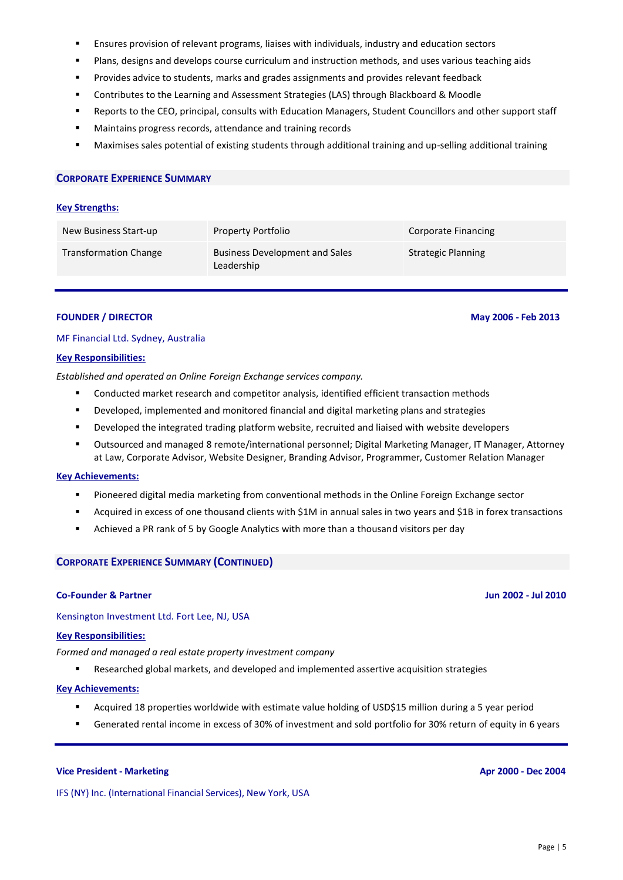- Ensures provision of relevant programs, liaises with individuals, industry and education sectors
- Plans, designs and develops course curriculum and instruction methods, and uses various teaching aids
- Provides advice to students, marks and grades assignments and provides relevant feedback
- Contributes to the Learning and Assessment Strategies (LAS) through Blackboard & Moodle
- Reports to the CEO, principal, consults with Education Managers, Student Councillors and other support staff
- Maintains progress records, attendance and training records
- Maximises sales potential of existing students through additional training and up-selling additional training

## Corporate Experience Summary

**Key Strengths:**

| | | |
|---|---|---|
| New Business Start-up | Property Portfolio | Corporate Financing |
| Transformation Change | Business Development and Sales Leadership | Strategic Planning |

---

**FOUNDER / DIRECTOR** — **May 2006 - Feb 2013**

MF Financial Ltd. Sydney, Australia

**Key Responsibilities:**

*Established and operated an Online Foreign Exchange services company.*

- Conducted market research and competitor analysis, identified efficient transaction methods
- Developed, implemented and monitored financial and digital marketing plans and strategies
- Developed the integrated trading platform website, recruited and liaised with website developers
- Outsourced and managed 8 remote/international personnel; Digital Marketing Manager, IT Manager, Attorney at Law, Corporate Advisor, Website Designer, Branding Advisor, Programmer, Customer Relation Manager

**Key Achievements:**

- Pioneered digital media marketing from conventional methods in the Online Foreign Exchange sector
- Acquired in excess of one thousand clients with $1M in annual sales in two years and $1B in forex transactions
- Achieved a PR rank of 5 by Google Analytics with more than a thousand visitors per day

## Corporate Experience Summary (Continued)

**Co-Founder & Partner** — **Jun 2002 - Jul 2010**

Kensington Investment Ltd. Fort Lee, NJ, USA

**Key Responsibilities:**

*Formed and managed a real estate property investment company*

- Researched global markets, and developed and implemented assertive acquisition strategies

**Key Achievements:**

- Acquired 18 properties worldwide with estimate value holding of USD$15 million during a 5 year period
- Generated rental income in excess of 30% of investment and sold portfolio for 30% return of equity in 6 years

---

**Vice President - Marketing** — **Apr 2000 - Dec 2004**

IFS (NY) Inc. (International Financial Services), New York, USA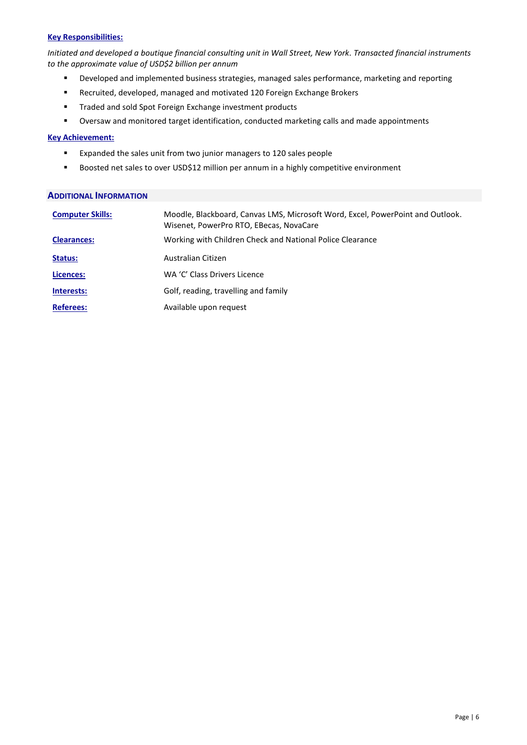**Key Responsibilities:**

*Initiated and developed a boutique financial consulting unit in Wall Street, New York. Transacted financial instruments to the approximate value of USD$2 billion per annum*

- Developed and implemented business strategies, managed sales performance, marketing and reporting
- Recruited, developed, managed and motivated 120 Foreign Exchange Brokers
- Traded and sold Spot Foreign Exchange investment products
- Oversaw and monitored target identification, conducted marketing calls and made appointments

**Key Achievement:**

- Expanded the sales unit from two junior managers to 120 sales people
- Boosted net sales to over USD$12 million per annum in a highly competitive environment

## ADDITIONAL INFORMATION

| | |
|---|---|
| **Computer Skills:** | Moodle, Blackboard, Canvas LMS, Microsoft Word, Excel, PowerPoint and Outlook. Wisenet, PowerPro RTO, EBecas, NovaCare |
| **Clearances:** | Working with Children Check and National Police Clearance |
| **Status:** | Australian Citizen |
| **Licences:** | WA 'C' Class Drivers Licence |
| **Interests:** | Golf, reading, travelling and family |
| **Referees:** | Available upon request |